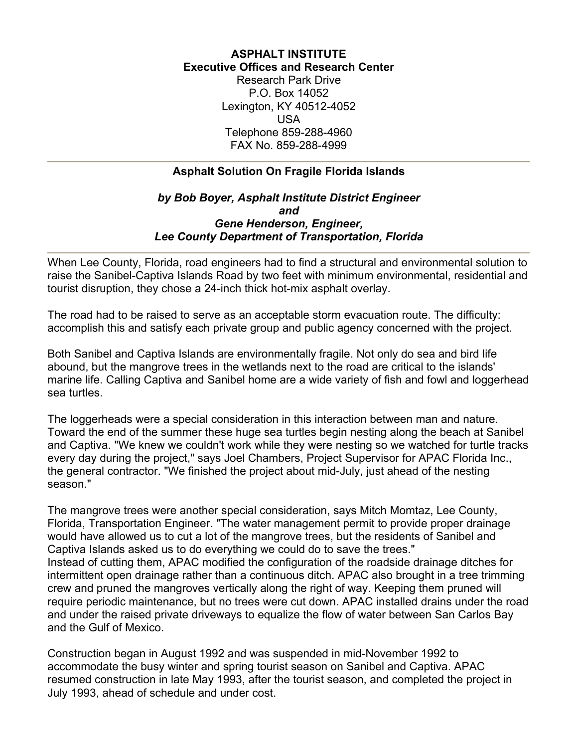**ASPHALT INSTITUTE**
**Executive Offices and Research Center**
Research Park Drive
P.O. Box 14052
Lexington, KY 40512-4052
USA
Telephone 859-288-4960
FAX No. 859-288-4999

---

## Asphalt Solution On Fragile Florida Islands

***by Bob Boyer, Asphalt Institute District Engineer***
***and***
***Gene Henderson, Engineer,***
***Lee County Department of Transportation, Florida***

---

When Lee County, Florida, road engineers had to find a structural and environmental solution to raise the Sanibel-Captiva Islands Road by two feet with minimum environmental, residential and tourist disruption, they chose a 24-inch thick hot-mix asphalt overlay.

The road had to be raised to serve as an acceptable storm evacuation route. The difficulty: accomplish this and satisfy each private group and public agency concerned with the project.

Both Sanibel and Captiva Islands are environmentally fragile. Not only do sea and bird life abound, but the mangrove trees in the wetlands next to the road are critical to the islands' marine life. Calling Captiva and Sanibel home are a wide variety of fish and fowl and loggerhead sea turtles.

The loggerheads were a special consideration in this interaction between man and nature. Toward the end of the summer these huge sea turtles begin nesting along the beach at Sanibel and Captiva. "We knew we couldn't work while they were nesting so we watched for turtle tracks every day during the project," says Joel Chambers, Project Supervisor for APAC Florida Inc., the general contractor. "We finished the project about mid-July, just ahead of the nesting season."

The mangrove trees were another special consideration, says Mitch Momtaz, Lee County, Florida, Transportation Engineer. "The water management permit to provide proper drainage would have allowed us to cut a lot of the mangrove trees, but the residents of Sanibel and Captiva Islands asked us to do everything we could do to save the trees."
Instead of cutting them, APAC modified the configuration of the roadside drainage ditches for intermittent open drainage rather than a continuous ditch. APAC also brought in a tree trimming crew and pruned the mangroves vertically along the right of way. Keeping them pruned will require periodic maintenance, but no trees were cut down. APAC installed drains under the road and under the raised private driveways to equalize the flow of water between San Carlos Bay and the Gulf of Mexico.

Construction began in August 1992 and was suspended in mid-November 1992 to accommodate the busy winter and spring tourist season on Sanibel and Captiva. APAC resumed construction in late May 1993, after the tourist season, and completed the project in July 1993, ahead of schedule and under cost.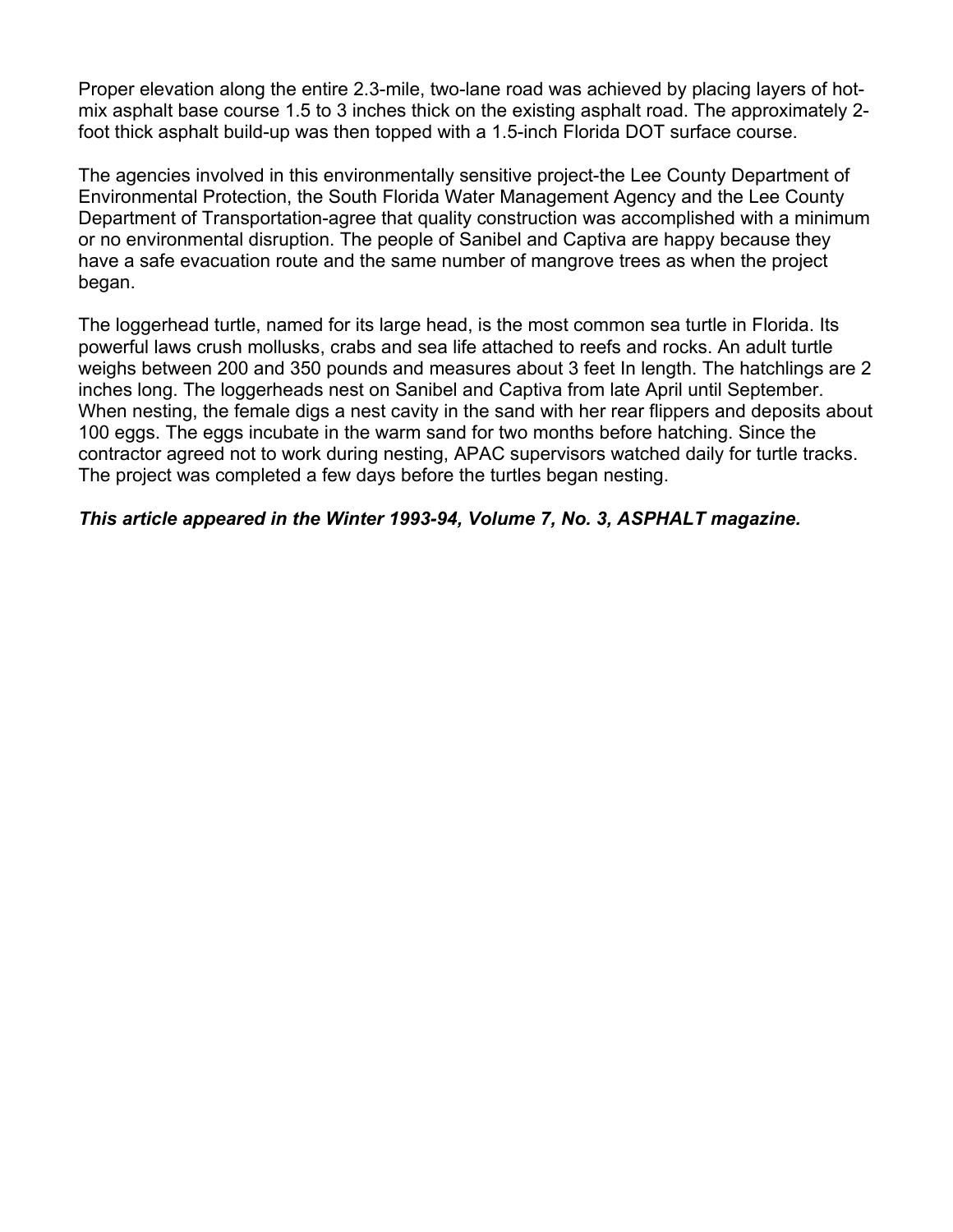Proper elevation along the entire 2.3-mile, two-lane road was achieved by placing layers of hot-mix asphalt base course 1.5 to 3 inches thick on the existing asphalt road. The approximately 2-foot thick asphalt build-up was then topped with a 1.5-inch Florida DOT surface course.

The agencies involved in this environmentally sensitive project-the Lee County Department of Environmental Protection, the South Florida Water Management Agency and the Lee County Department of Transportation-agree that quality construction was accomplished with a minimum or no environmental disruption. The people of Sanibel and Captiva are happy because they have a safe evacuation route and the same number of mangrove trees as when the project began.

The loggerhead turtle, named for its large head, is the most common sea turtle in Florida. Its powerful laws crush mollusks, crabs and sea life attached to reefs and rocks. An adult turtle weighs between 200 and 350 pounds and measures about 3 feet In length. The hatchlings are 2 inches long. The loggerheads nest on Sanibel and Captiva from late April until September. When nesting, the female digs a nest cavity in the sand with her rear flippers and deposits about 100 eggs. The eggs incubate in the warm sand for two months before hatching. Since the contractor agreed not to work during nesting, APAC supervisors watched daily for turtle tracks. The project was completed a few days before the turtles began nesting.

***This article appeared in the Winter 1993-94, Volume 7, No. 3, ASPHALT magazine.***